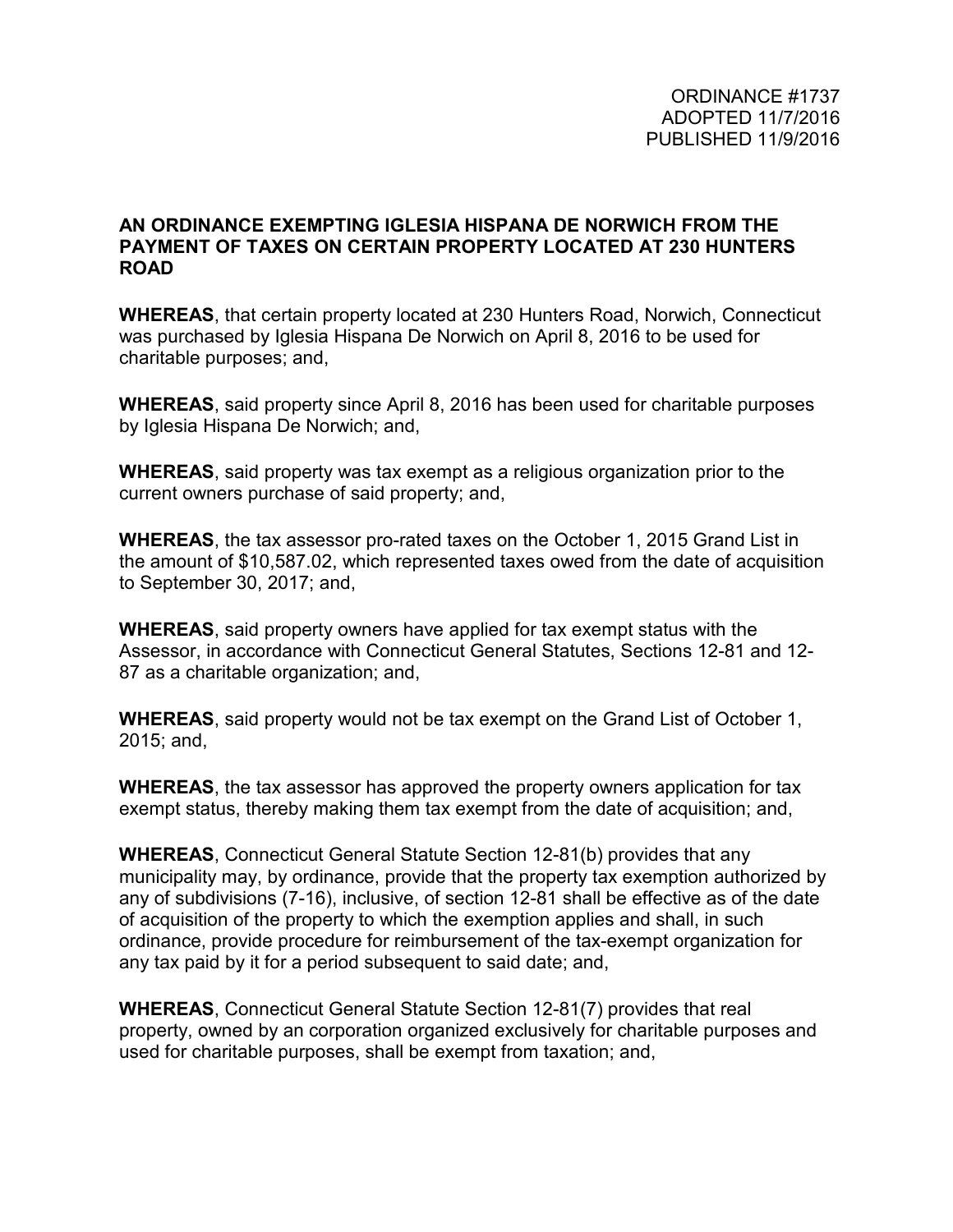ORDINANCE #1737
ADOPTED 11/7/2016
PUBLISHED 11/9/2016

**AN ORDINANCE EXEMPTING IGLESIA HISPANA DE NORWICH FROM THE PAYMENT OF TAXES ON CERTAIN PROPERTY LOCATED AT 230 HUNTERS ROAD**

**WHEREAS**, that certain property located at 230 Hunters Road, Norwich, Connecticut was purchased by Iglesia Hispana De Norwich on April 8, 2016 to be used for charitable purposes; and,

**WHEREAS**, said property since April 8, 2016 has been used for charitable purposes by Iglesia Hispana De Norwich; and,

**WHEREAS**, said property was tax exempt as a religious organization prior to the current owners purchase of said property; and,

**WHEREAS**, the tax assessor pro-rated taxes on the October 1, 2015 Grand List in the amount of $10,587.02, which represented taxes owed from the date of acquisition to September 30, 2017; and,

**WHEREAS**, said property owners have applied for tax exempt status with the Assessor, in accordance with Connecticut General Statutes, Sections 12-81 and 12-87 as a charitable organization; and,

**WHEREAS**, said property would not be tax exempt on the Grand List of October 1, 2015; and,

**WHEREAS**, the tax assessor has approved the property owners application for tax exempt status, thereby making them tax exempt from the date of acquisition; and,

**WHEREAS**, Connecticut General Statute Section 12-81(b) provides that any municipality may, by ordinance, provide that the property tax exemption authorized by any of subdivisions (7-16), inclusive, of section 12-81 shall be effective as of the date of acquisition of the property to which the exemption applies and shall, in such ordinance, provide procedure for reimbursement of the tax-exempt organization for any tax paid by it for a period subsequent to said date; and,

**WHEREAS**, Connecticut General Statute Section 12-81(7) provides that real property, owned by an corporation organized exclusively for charitable purposes and used for charitable purposes, shall be exempt from taxation; and,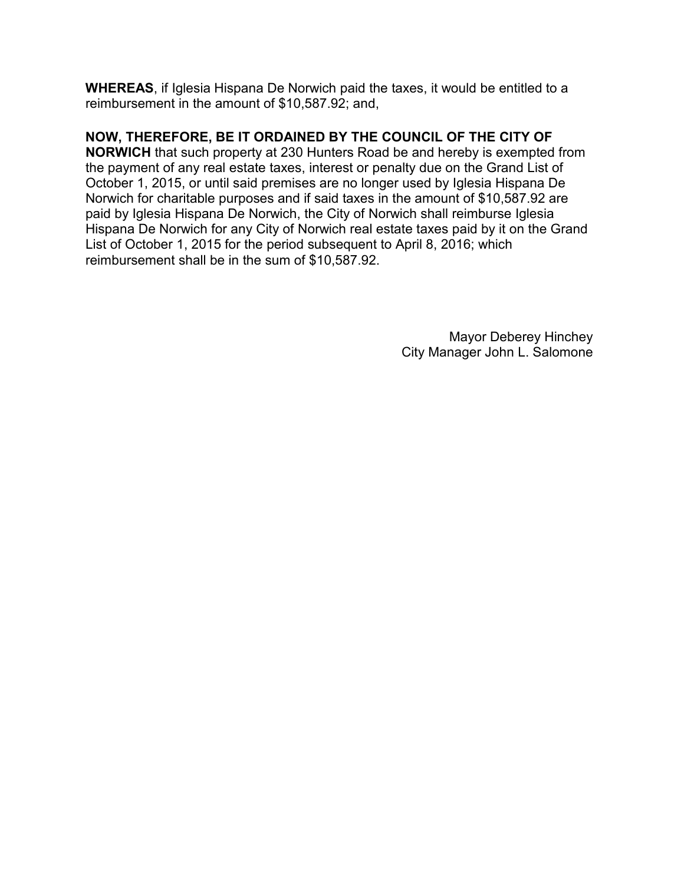**WHEREAS**, if Iglesia Hispana De Norwich paid the taxes, it would be entitled to a reimbursement in the amount of $10,587.92; and,

**NOW, THEREFORE, BE IT ORDAINED BY THE COUNCIL OF THE CITY OF NORWICH** that such property at 230 Hunters Road be and hereby is exempted from the payment of any real estate taxes, interest or penalty due on the Grand List of October 1, 2015, or until said premises are no longer used by Iglesia Hispana De Norwich for charitable purposes and if said taxes in the amount of $10,587.92 are paid by Iglesia Hispana De Norwich, the City of Norwich shall reimburse Iglesia Hispana De Norwich for any City of Norwich real estate taxes paid by it on the Grand List of October 1, 2015 for the period subsequent to April 8, 2016; which reimbursement shall be in the sum of $10,587.92.

Mayor Deberey Hinchey
City Manager John L. Salomone